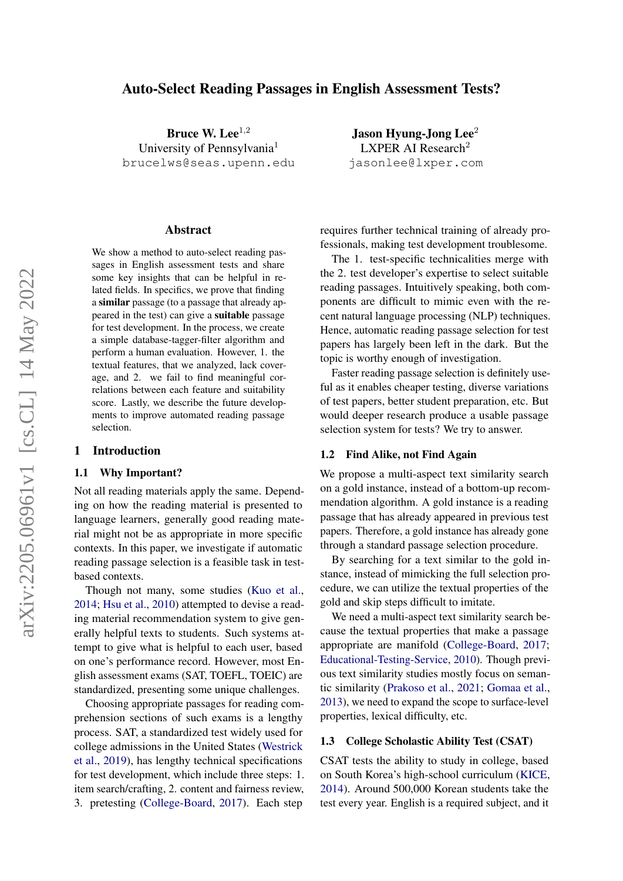# Auto-Select Reading Passages in English Assessment Tests?

**Bruce W. Lee**[1,2]
University of Pennsylvania[1]
brucelws@seas.upenn.edu

**Jason Hyung-Jong Lee**[2]
LXPER AI Research[2]
jasonlee@lxper.com

## Abstract

We show a method to auto-select reading passages in English assessment tests and share some key insights that can be helpful in related fields. In specifics, we prove that finding a **similar** passage (to a passage that already appeared in the test) can give a **suitable** passage for test development. In the process, we create a simple database-tagger-filter algorithm and perform a human evaluation. However, 1. the textual features, that we analyzed, lack coverage, and 2. we fail to find meaningful correlations between each feature and suitability score. Lastly, we describe the future developments to improve automated reading passage selection.

## 1 Introduction

### 1.1 Why Important?

Not all reading materials apply the same. Depending on how the reading material is presented to language learners, generally good reading material might not be as appropriate in more specific contexts. In this paper, we investigate if automatic reading passage selection is a feasible task in test-based contexts.

Though not many, some studies (Kuo et al., 2014; Hsu et al., 2010) attempted to devise a reading material recommendation system to give generally helpful texts to students. Such systems attempt to give what is helpful to each user, based on one's performance record. However, most English assessment exams (SAT, TOEFL, TOEIC) are standardized, presenting some unique challenges.

Choosing appropriate passages for reading comprehension sections of such exams is a lengthy process. SAT, a standardized test widely used for college admissions in the United States (Westrick et al., 2019), has lengthy technical specifications for test development, which include three steps: 1. item search/crafting, 2. content and fairness review, 3. pretesting (College-Board, 2017). Each step requires further technical training of already professionals, making test development troublesome.

The 1. test-specific technicalities merge with the 2. test developer's expertise to select suitable reading passages. Intuitively speaking, both components are difficult to mimic even with the recent natural language processing (NLP) techniques. Hence, automatic reading passage selection for test papers has largely been left in the dark. But the topic is worthy enough of investigation.

Faster reading passage selection is definitely useful as it enables cheaper testing, diverse variations of test papers, better student preparation, etc. But would deeper research produce a usable passage selection system for tests? We try to answer.

### 1.2 Find Alike, not Find Again

We propose a multi-aspect text similarity search on a gold instance, instead of a bottom-up recommendation algorithm. A gold instance is a reading passage that has already appeared in previous test papers. Therefore, a gold instance has already gone through a standard passage selection procedure.

By searching for a text similar to the gold instance, instead of mimicking the full selection procedure, we can utilize the textual properties of the gold and skip steps difficult to imitate.

We need a multi-aspect text similarity search because the textual properties that make a passage appropriate are manifold (College-Board, 2017; Educational-Testing-Service, 2010). Though previous text similarity studies mostly focus on semantic similarity (Prakoso et al., 2021; Gomaa et al., 2013), we need to expand the scope to surface-level properties, lexical difficulty, etc.

### 1.3 College Scholastic Ability Test (CSAT)

CSAT tests the ability to study in college, based on South Korea's high-school curriculum (KICE, 2014). Around 500,000 Korean students take the test every year. English is a required subject, and it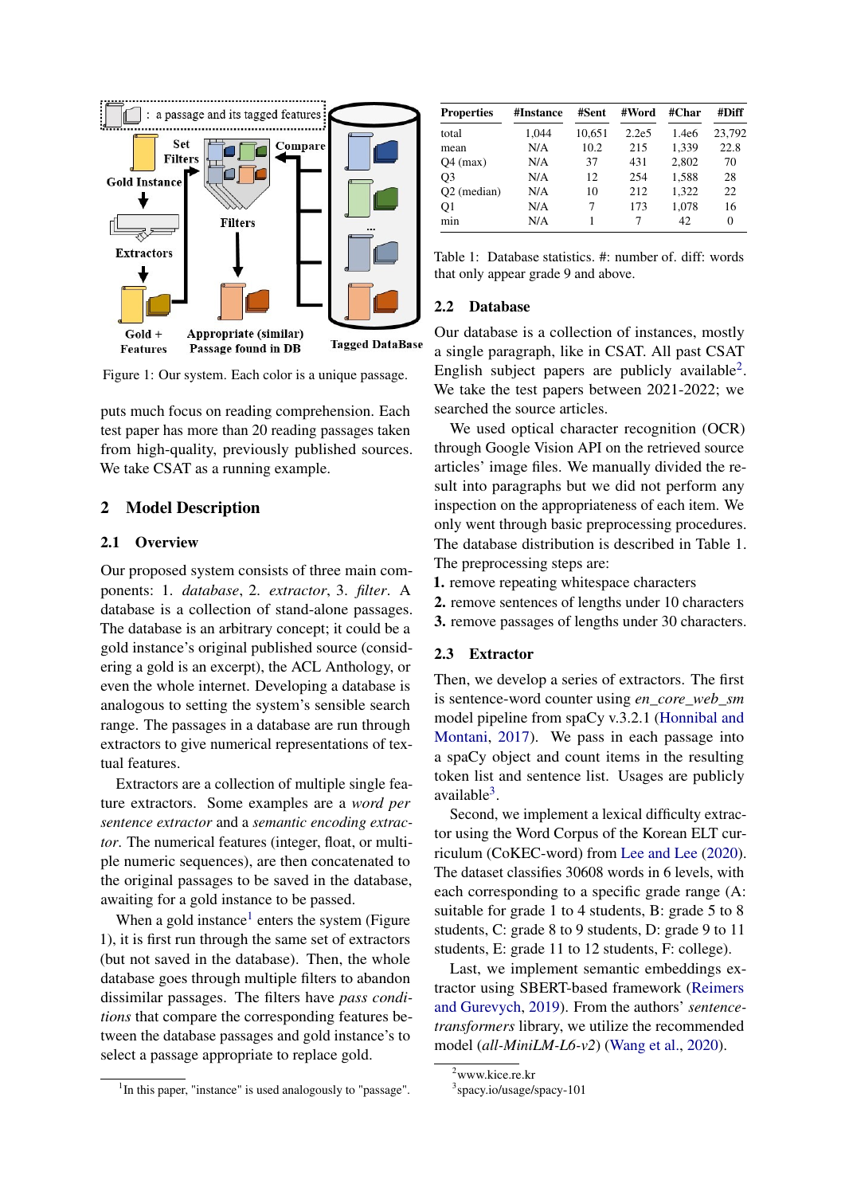Figure 1: Our system. Each color is a unique passage.

puts much focus on reading comprehension. Each test paper has more than 20 reading passages taken from high-quality, previously published sources. We take CSAT as a running example.

## 2 Model Description

### 2.1 Overview

Our proposed system consists of three main components: 1. *database*, 2. *extractor*, 3. *filter*. A database is a collection of stand-alone passages. The database is an arbitrary concept; it could be a gold instance's original published source (considering a gold is an excerpt), the ACL Anthology, or even the whole internet. Developing a database is analogous to setting the system's sensible search range. The passages in a database are run through extractors to give numerical representations of textual features.

Extractors are a collection of multiple single feature extractors. Some examples are a *word per sentence extractor* and a *semantic encoding extractor*. The numerical features (integer, float, or multiple numeric sequences), are then concatenated to the original passages to be saved in the database, awaiting for a gold instance to be passed.

When a gold instance[1] enters the system (Figure 1), it is first run through the same set of extractors (but not saved in the database). Then, the whole database goes through multiple filters to abandon dissimilar passages. The filters have *pass conditions* that compare the corresponding features between the database passages and gold instance's to select a passage appropriate to replace gold.

[1] In this paper, "instance" is used analogously to "passage".

| Properties | #Instance | #Sent | #Word | #Char | #Diff |
|---|---|---|---|---|---|
| total | 1,044 | 10,651 | 2.2e5 | 1.4e6 | 23,792 |
| mean | N/A | 10.2 | 215 | 1,339 | 22.8 |
| Q4 (max) | N/A | 37 | 431 | 2,802 | 70 |
| Q3 | N/A | 12 | 254 | 1,588 | 28 |
| Q2 (median) | N/A | 10 | 212 | 1,322 | 22 |
| Q1 | N/A | 7 | 173 | 1,078 | 16 |
| min | N/A | 1 | 7 | 42 | 0 |

Table 1: Database statistics. #: number of. diff: words that only appear grade 9 and above.

### 2.2 Database

Our database is a collection of instances, mostly a single paragraph, like in CSAT. All past CSAT English subject papers are publicly available[2]. We take the test papers between 2021-2022; we searched the source articles.

We used optical character recognition (OCR) through Google Vision API on the retrieved source articles' image files. We manually divided the result into paragraphs but we did not perform any inspection on the appropriateness of each item. We only went through basic preprocessing procedures. The database distribution is described in Table 1. The preprocessing steps are:

**1.** remove repeating whitespace characters
**2.** remove sentences of lengths under 10 characters
**3.** remove passages of lengths under 30 characters.

### 2.3 Extractor

Then, we develop a series of extractors. The first is sentence-word counter using *en_core_web_sm* model pipeline from spaCy v.3.2.1 (Honnibal and Montani, 2017). We pass in each passage into a spaCy object and count items in the resulting token list and sentence list. Usages are publicly available[3].

Second, we implement a lexical difficulty extractor using the Word Corpus of the Korean ELT curriculum (CoKEC-word) from Lee and Lee (2020). The dataset classifies 30608 words in 6 levels, with each corresponding to a specific grade range (A: suitable for grade 1 to 4 students, B: grade 5 to 8 students, C: grade 8 to 9 students, D: grade 9 to 11 students, E: grade 11 to 12 students, F: college).

Last, we implement semantic embeddings extractor using SBERT-based framework (Reimers and Gurevych, 2019). From the authors' *sentence-transformers* library, we utilize the recommended model (*all-MiniLM-L6-v2*) (Wang et al., 2020).

[2] www.kice.re.kr
[3] spacy.io/usage/spacy-101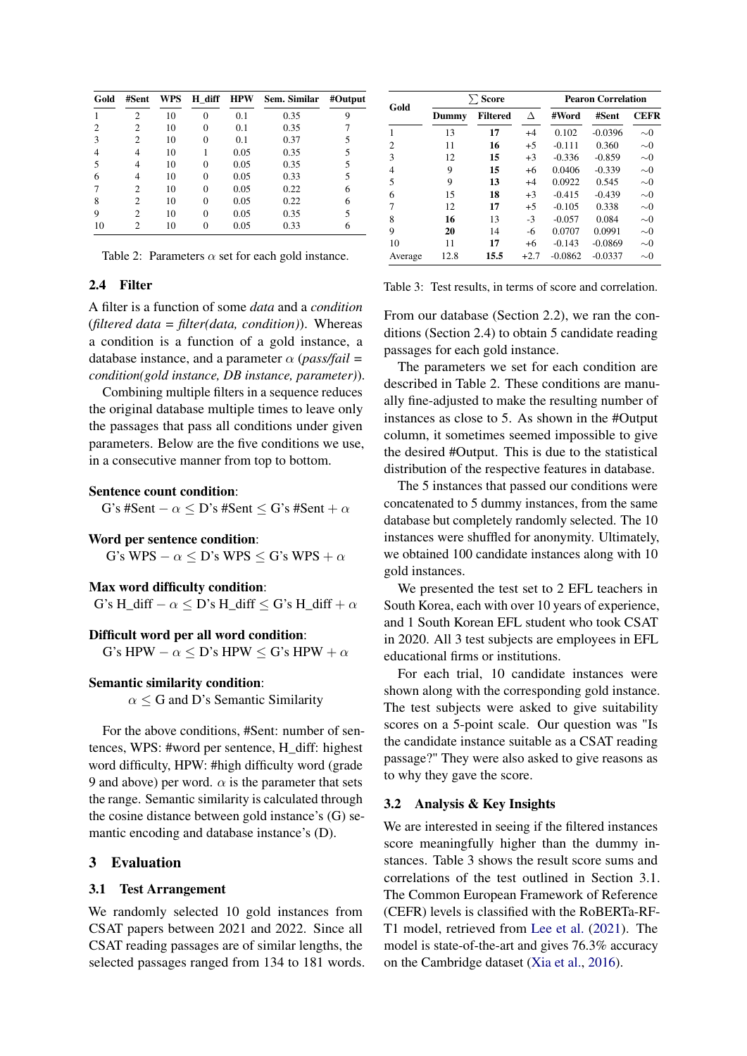| Gold | #Sent | WPS | H_diff | HPW | Sem. Similar | #Output |
|---|---|---|---|---|---|---|
| 1 | 2 | 10 | 0 | 0.1 | 0.35 | 9 |
| 2 | 2 | 10 | 0 | 0.1 | 0.35 | 7 |
| 3 | 2 | 10 | 0 | 0.1 | 0.37 | 5 |
| 4 | 4 | 10 | 1 | 0.05 | 0.35 | 5 |
| 5 | 4 | 10 | 0 | 0.05 | 0.35 | 5 |
| 6 | 4 | 10 | 0 | 0.05 | 0.33 | 5 |
| 7 | 2 | 10 | 0 | 0.05 | 0.22 | 6 |
| 8 | 2 | 10 | 0 | 0.05 | 0.22 | 6 |
| 9 | 2 | 10 | 0 | 0.05 | 0.35 | 5 |
| 10 | 2 | 10 | 0 | 0.05 | 0.33 | 6 |

Table 2: Parameters $\alpha$ set for each gold instance.

### 2.4 Filter

A filter is a function of some *data* and a *condition* (*filtered data = filter(data, condition)*). Whereas a condition is a function of a gold instance, a database instance, and a parameter $\alpha$ (*pass/fail = condition(gold instance, DB instance, parameter)*).

Combining multiple filters in a sequence reduces the original database multiple times to leave only the passages that pass all conditions under given parameters. Below are the five conditions we use, in a consecutive manner from top to bottom.

**Sentence count condition**:

$$\text{G's \#Sent} - \alpha \leq \text{D's \#Sent} \leq \text{G's \#Sent} + \alpha$$

**Word per sentence condition**:

$$\text{G's WPS} - \alpha \leq \text{D's WPS} \leq \text{G's WPS} + \alpha$$

**Max word difficulty condition**:

$$\text{G's H\_diff} - \alpha \leq \text{D's H\_diff} \leq \text{G's H\_diff} + \alpha$$

**Difficult word per all word condition**:

$$\text{G's HPW} - \alpha \leq \text{D's HPW} \leq \text{G's HPW} + \alpha$$

**Semantic similarity condition**:

$$\alpha \leq \text{G and D's Semantic Similarity}$$

For the above conditions, #Sent: number of sentences, WPS: #word per sentence, H_diff: highest word difficulty, HPW: #high difficulty word (grade 9 and above) per word. $\alpha$ is the parameter that sets the range. Semantic similarity is calculated through the cosine distance between gold instance's (G) semantic encoding and database instance's (D).

## 3 Evaluation

### 3.1 Test Arrangement

We randomly selected 10 gold instances from CSAT papers between 2021 and 2022. Since all CSAT reading passages are of similar lengths, the selected passages ranged from 134 to 181 words.

| Gold | $\sum$ Score | | | Pearon Correlation | | |
|---|---|---|---|---|---|---|
| | Dummy | Filtered | $\Delta$ | #Word | #Sent | CEFR |
| 1 | 13 | **17** | +4 | 0.102 | -0.0396 | ~0 |
| 2 | 11 | **16** | +5 | -0.111 | 0.360 | ~0 |
| 3 | 12 | **15** | +3 | -0.336 | -0.859 | ~0 |
| 4 | 9 | **15** | +6 | 0.0406 | -0.339 | ~0 |
| 5 | 9 | **13** | +4 | 0.0922 | 0.545 | ~0 |
| 6 | 15 | **18** | +3 | -0.415 | -0.439 | ~0 |
| 7 | 12 | **17** | +5 | -0.105 | 0.338 | ~0 |
| 8 | **16** | 13 | -3 | -0.057 | 0.084 | ~0 |
| 9 | **20** | 14 | -6 | 0.0707 | 0.0991 | ~0 |
| 10 | 11 | **17** | +6 | -0.143 | -0.0869 | ~0 |
| Average | 12.8 | **15.5** | +2.7 | -0.0862 | -0.0337 | ~0 |

Table 3: Test results, in terms of score and correlation.

From our database (Section 2.2), we ran the conditions (Section 2.4) to obtain 5 candidate reading passages for each gold instance.

The parameters we set for each condition are described in Table 2. These conditions are manually fine-adjusted to make the resulting number of instances as close to 5. As shown in the #Output column, it sometimes seemed impossible to give the desired #Output. This is due to the statistical distribution of the respective features in database.

The 5 instances that passed our conditions were concatenated to 5 dummy instances, from the same database but completely randomly selected. The 10 instances were shuffled for anonymity. Ultimately, we obtained 100 candidate instances along with 10 gold instances.

We presented the test set to 2 EFL teachers in South Korea, each with over 10 years of experience, and 1 South Korean EFL student who took CSAT in 2020. All 3 test subjects are employees in EFL educational firms or institutions.

For each trial, 10 candidate instances were shown along with the corresponding gold instance. The test subjects were asked to give suitability scores on a 5-point scale. Our question was "Is the candidate instance suitable as a CSAT reading passage?" They were also asked to give reasons as to why they gave the score.

### 3.2 Analysis & Key Insights

We are interested in seeing if the filtered instances score meaningfully higher than the dummy instances. Table 3 shows the result score sums and correlations of the test outlined in Section 3.1. The Common European Framework of Reference (CEFR) levels is classified with the RoBERTa-RF-T1 model, retrieved from Lee et al. (2021). The model is state-of-the-art and gives 76.3% accuracy on the Cambridge dataset (Xia et al., 2016).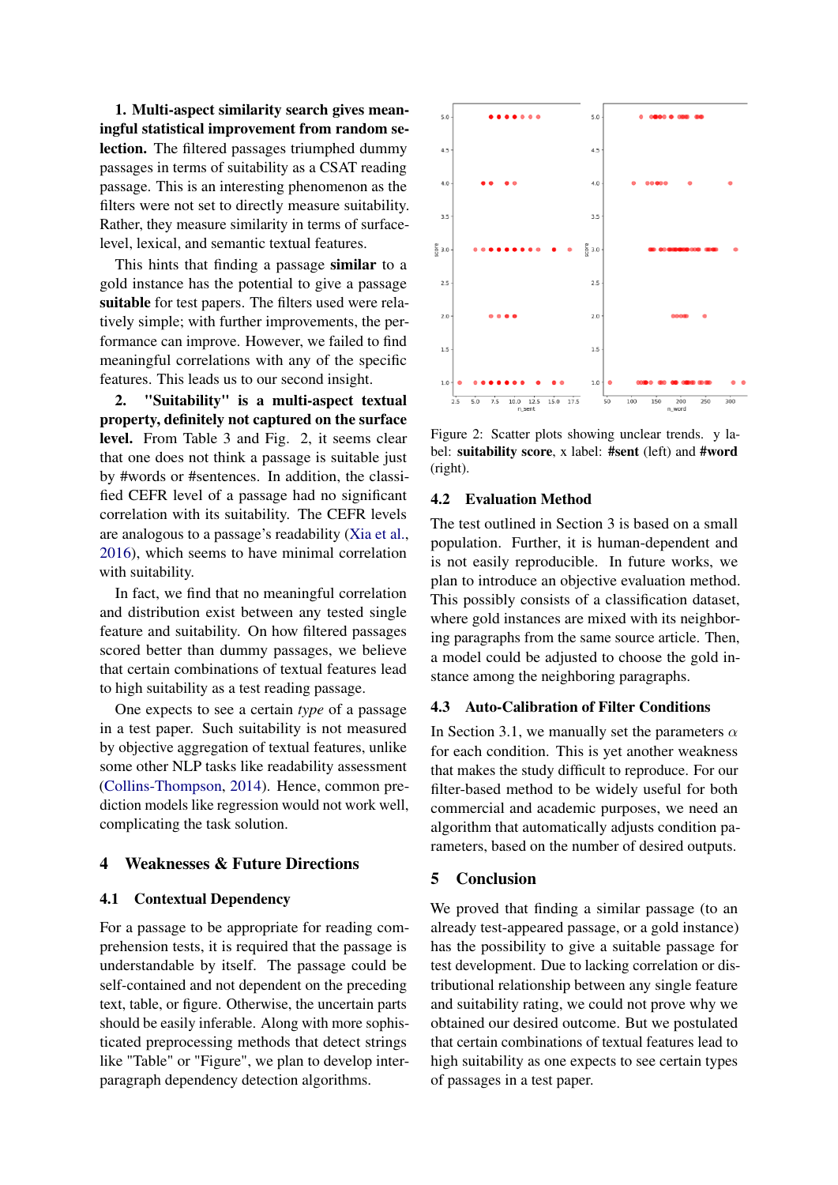**1. Multi-aspect similarity search gives meaningful statistical improvement from random selection.** The filtered passages triumphed dummy passages in terms of suitability as a CSAT reading passage. This is an interesting phenomenon as the filters were not set to directly measure suitability. Rather, they measure similarity in terms of surface-level, lexical, and semantic textual features.

This hints that finding a passage **similar** to a gold instance has the potential to give a passage **suitable** for test papers. The filters used were relatively simple; with further improvements, the performance can improve. However, we failed to find meaningful correlations with any of the specific features. This leads us to our second insight.

**2. "Suitability" is a multi-aspect textual property, definitely not captured on the surface level.** From Table 3 and Fig. 2, it seems clear that one does not think a passage is suitable just by #words or #sentences. In addition, the classified CEFR level of a passage had no significant correlation with its suitability. The CEFR levels are analogous to a passage's readability (Xia et al., 2016), which seems to have minimal correlation with suitability.

In fact, we find that no meaningful correlation and distribution exist between any tested single feature and suitability. On how filtered passages scored better than dummy passages, we believe that certain combinations of textual features lead to high suitability as a test reading passage.

One expects to see a certain *type* of a passage in a test paper. Such suitability is not measured by objective aggregation of textual features, unlike some other NLP tasks like readability assessment (Collins-Thompson, 2014). Hence, common prediction models like regression would not work well, complicating the task solution.

Figure 2: Scatter plots showing unclear trends. y label: **suitability score**, x label: **#sent** (left) and **#word** (right).

## 4 Weaknesses & Future Directions

### 4.1 Contextual Dependency

For a passage to be appropriate for reading comprehension tests, it is required that the passage is understandable by itself. The passage could be self-contained and not dependent on the preceding text, table, or figure. Otherwise, the uncertain parts should be easily inferable. Along with more sophisticated preprocessing methods that detect strings like "Table" or "Figure", we plan to develop inter-paragraph dependency detection algorithms.

### 4.2 Evaluation Method

The test outlined in Section 3 is based on a small population. Further, it is human-dependent and is not easily reproducible. In future works, we plan to introduce an objective evaluation method. This possibly consists of a classification dataset, where gold instances are mixed with its neighboring paragraphs from the same source article. Then, a model could be adjusted to choose the gold instance among the neighboring paragraphs.

### 4.3 Auto-Calibration of Filter Conditions

In Section 3.1, we manually set the parameters $\alpha$ for each condition. This is yet another weakness that makes the study difficult to reproduce. For our filter-based method to be widely useful for both commercial and academic purposes, we need an algorithm that automatically adjusts condition parameters, based on the number of desired outputs.

## 5 Conclusion

We proved that finding a similar passage (to an already test-appeared passage, or a gold instance) has the possibility to give a suitable passage for test development. Due to lacking correlation or distributional relationship between any single feature and suitability rating, we could not prove why we obtained our desired outcome. But we postulated that certain combinations of textual features lead to high suitability as one expects to see certain types of passages in a test paper.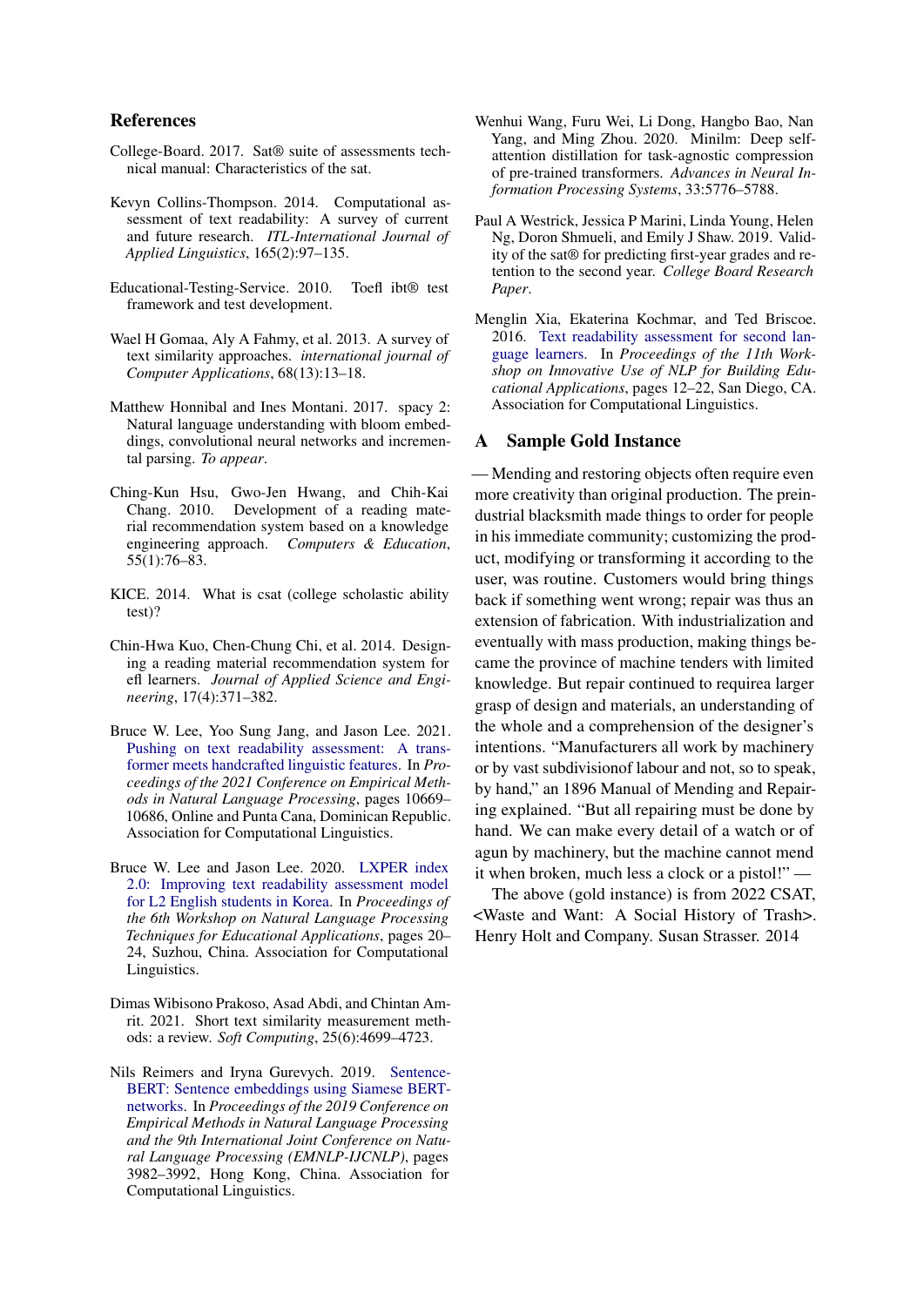## References

College-Board. 2017. Sat® suite of assessments technical manual: Characteristics of the sat.

Kevyn Collins-Thompson. 2014. Computational assessment of text readability: A survey of current and future research. *ITL-International Journal of Applied Linguistics*, 165(2):97–135.

Educational-Testing-Service. 2010. Toefl ibt® test framework and test development.

Wael H Gomaa, Aly A Fahmy, et al. 2013. A survey of text similarity approaches. *international journal of Computer Applications*, 68(13):13–18.

Matthew Honnibal and Ines Montani. 2017. spacy 2: Natural language understanding with bloom embeddings, convolutional neural networks and incremental parsing. *To appear*.

Ching-Kun Hsu, Gwo-Jen Hwang, and Chih-Kai Chang. 2010. Development of a reading material recommendation system based on a knowledge engineering approach. *Computers & Education*, 55(1):76–83.

KICE. 2014. What is csat (college scholastic ability test)?

Chin-Hwa Kuo, Chen-Chung Chi, et al. 2014. Designing a reading material recommendation system for efl learners. *Journal of Applied Science and Engineering*, 17(4):371–382.

Bruce W. Lee, Yoo Sung Jang, and Jason Lee. 2021. Pushing on text readability assessment: A transformer meets handcrafted linguistic features. In *Proceedings of the 2021 Conference on Empirical Methods in Natural Language Processing*, pages 10669–10686, Online and Punta Cana, Dominican Republic. Association for Computational Linguistics.

Bruce W. Lee and Jason Lee. 2020. LXPER index 2.0: Improving text readability assessment model for L2 English students in Korea. In *Proceedings of the 6th Workshop on Natural Language Processing Techniques for Educational Applications*, pages 20–24, Suzhou, China. Association for Computational Linguistics.

Dimas Wibisono Prakoso, Asad Abdi, and Chintan Amrit. 2021. Short text similarity measurement methods: a review. *Soft Computing*, 25(6):4699–4723.

Nils Reimers and Iryna Gurevych. 2019. Sentence-BERT: Sentence embeddings using Siamese BERT-networks. In *Proceedings of the 2019 Conference on Empirical Methods in Natural Language Processing and the 9th International Joint Conference on Natural Language Processing (EMNLP-IJCNLP)*, pages 3982–3992, Hong Kong, China. Association for Computational Linguistics.

Wenhui Wang, Furu Wei, Li Dong, Hangbo Bao, Nan Yang, and Ming Zhou. 2020. Minilm: Deep self-attention distillation for task-agnostic compression of pre-trained transformers. *Advances in Neural Information Processing Systems*, 33:5776–5788.

Paul A Westrick, Jessica P Marini, Linda Young, Helen Ng, Doron Shmueli, and Emily J Shaw. 2019. Validity of the sat® for predicting first-year grades and retention to the second year. *College Board Research Paper*.

Menglin Xia, Ekaterina Kochmar, and Ted Briscoe. 2016. Text readability assessment for second language learners. In *Proceedings of the 11th Workshop on Innovative Use of NLP for Building Educational Applications*, pages 12–22, San Diego, CA. Association for Computational Linguistics.

## A Sample Gold Instance

— Mending and restoring objects often require even more creativity than original production. The preindustrial blacksmith made things to order for people in his immediate community; customizing the product, modifying or transforming it according to the user, was routine. Customers would bring things back if something went wrong; repair was thus an extension of fabrication. With industrialization and eventually with mass production, making things became the province of machine tenders with limited knowledge. But repair continued to requirea larger grasp of design and materials, an understanding of the whole and a comprehension of the designer's intentions. "Manufacturers all work by machinery or by vast subdivisionof labour and not, so to speak, by hand," an 1896 Manual of Mending and Repairing explained. "But all repairing must be done by hand. We can make every detail of a watch or of agun by machinery, but the machine cannot mend it when broken, much less a clock or a pistol!" —

The above (gold instance) is from 2022 CSAT, <Waste and Want: A Social History of Trash>. Henry Holt and Company. Susan Strasser. 2014